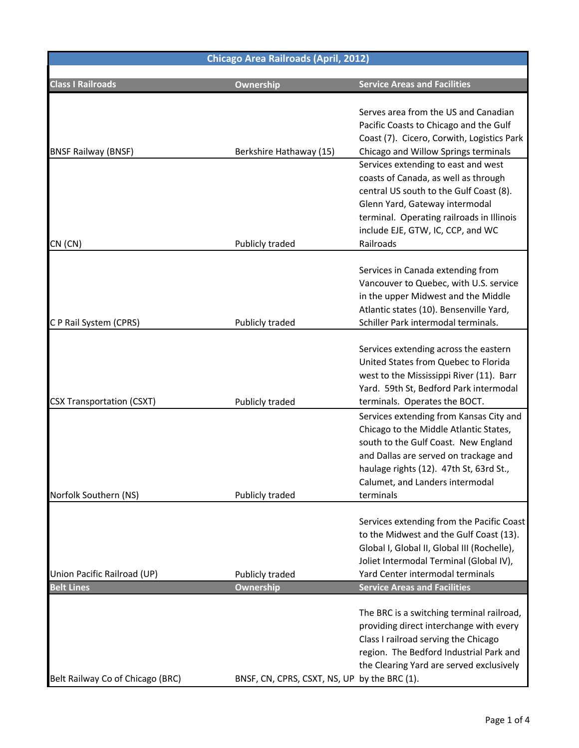## Chicago Area Railroads (April, 2012)

| Class I Railroads | Ownership | Service Areas and Facilities |
|---|---|---|
| BNSF Railway (BNSF) | Berkshire Hathaway (15) | Serves area from the US and Canadian Pacific Coasts to Chicago and the Gulf Coast (7). Cicero, Corwith, Logistics Park Chicago and Willow Springs terminals |
| CN (CN) | Publicly traded | Services extending to east and west coasts of Canada, as well as through central US south to the Gulf Coast (8). Glenn Yard, Gateway intermodal terminal. Operating railroads in Illinois include EJE, GTW, IC, CCP, and WC Railroads |
| C P Rail System (CPRS) | Publicly traded | Services in Canada extending from Vancouver to Quebec, with U.S. service in the upper Midwest and the Middle Atlantic states (10). Bensenville Yard, Schiller Park intermodal terminals. |
| CSX Transportation (CSXT) | Publicly traded | Services extending across the eastern United States from Quebec to Florida west to the Mississippi River (11). Barr Yard. 59th St, Bedford Park intermodal terminals. Operates the BOCT. |
| Norfolk Southern (NS) | Publicly traded | Services extending from Kansas City and Chicago to the Middle Atlantic States, south to the Gulf Coast. New England and Dallas are served on trackage and haulage rights (12). 47th St, 63rd St., Calumet, and Landers intermodal terminals |
| Union Pacific Railroad (UP) | Publicly traded | Services extending from the Pacific Coast to the Midwest and the Gulf Coast (13). Global I, Global II, Global III (Rochelle), Joliet Intermodal Terminal (Global IV), Yard Center intermodal terminals |
| **Belt Lines** | **Ownership** | **Service Areas and Facilities** |
| Belt Railway Co of Chicago (BRC) | BNSF, CN, CPRS, CSXT, NS, UP | The BRC is a switching terminal railroad, providing direct interchange with every Class I railroad serving the Chicago region. The Bedford Industrial Park and the Clearing Yard are served exclusively by the BRC (1). |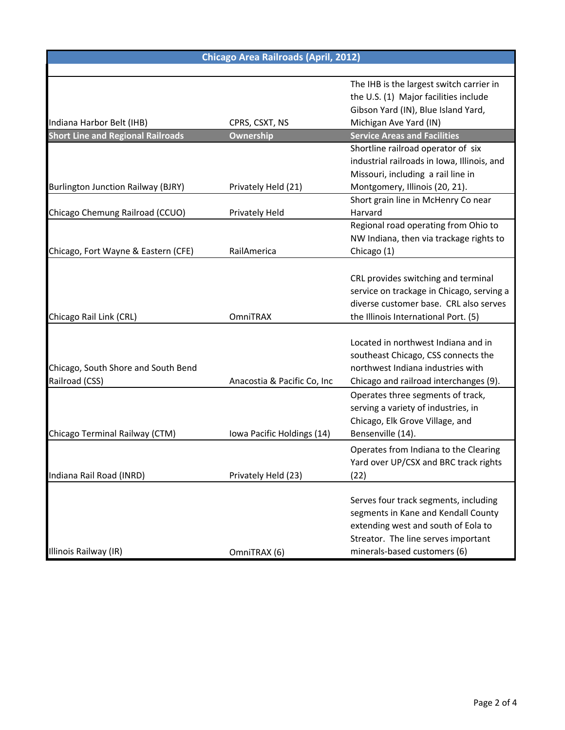| Chicago Area Railroads (April, 2012) | | |
|---|---|---|
| Indiana Harbor Belt (IHB) | CPRS, CSXT, NS | The IHB is the largest switch carrier in the U.S. (1) Major facilities include Gibson Yard (IN), Blue Island Yard, Michigan Ave Yard (IN) |
| **Short Line and Regional Railroads** | **Ownership** | **Service Areas and Facilities** |
| Burlington Junction Railway (BJRY) | Privately Held (21) | Shortline railroad operator of six industrial railroads in Iowa, Illinois, and Missouri, including a rail line in Montgomery, Illinois (20, 21). |
| Chicago Chemung Railroad (CCUO) | Privately Held | Short grain line in McHenry Co near Harvard |
| Chicago, Fort Wayne & Eastern (CFE) | RailAmerica | Regional road operating from Ohio to NW Indiana, then via trackage rights to Chicago (1) |
| Chicago Rail Link (CRL) | OmniTRAX | CRL provides switching and terminal service on trackage in Chicago, serving a diverse customer base. CRL also serves the Illinois International Port. (5) |
| Chicago, South Shore and South Bend Railroad (CSS) | Anacostia & Pacific Co, Inc | Located in northwest Indiana and in southeast Chicago, CSS connects the northwest Indiana industries with Chicago and railroad interchanges (9). |
| Chicago Terminal Railway (CTM) | Iowa Pacific Holdings (14) | Operates three segments of track, serving a variety of industries, in Chicago, Elk Grove Village, and Bensenville (14). |
| Indiana Rail Road (INRD) | Privately Held (23) | Operates from Indiana to the Clearing Yard over UP/CSX and BRC track rights (22) |
| Illinois Railway (IR) | OmniTRAX (6) | Serves four track segments, including segments in Kane and Kendall County extending west and south of Eola to Streator. The line serves important minerals-based customers (6) |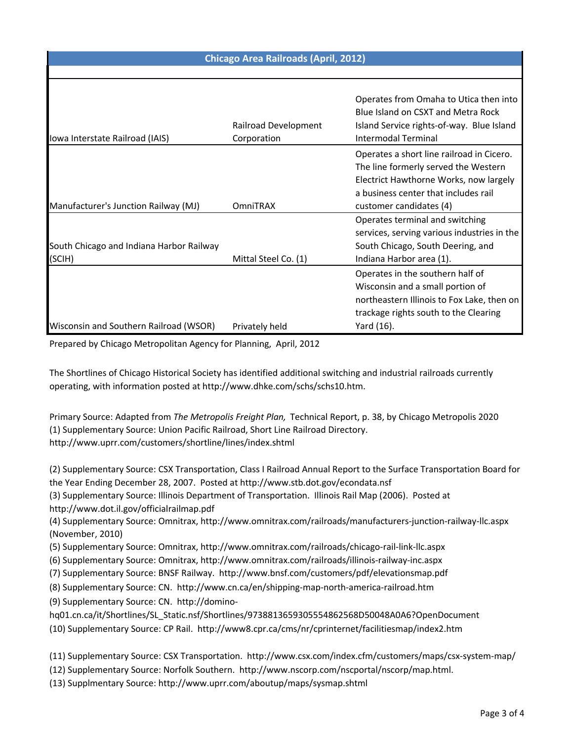| Chicago Area Railroads (April, 2012) | | |
|---|---|---|
| Iowa Interstate Railroad (IAIS) | Railroad Development Corporation | Operates from Omaha to Utica then into Blue Island on CSXT and Metra Rock Island Service rights-of-way. Blue Island Intermodal Terminal |
| Manufacturer's Junction Railway (MJ) | OmniTRAX | Operates a short line railroad in Cicero. The line formerly served the Western Electric Hawthorne Works, now largely a business center that includes rail customer candidates (4) |
| South Chicago and Indiana Harbor Railway (SCIH) | Mittal Steel Co. (1) | Operates terminal and switching services, serving various industries in the South Chicago, South Deering, and Indiana Harbor area (1). |
| Wisconsin and Southern Railroad (WSOR) | Privately held | Operates in the southern half of Wisconsin and a small portion of northeastern Illinois to Fox Lake, then on trackage rights south to the Clearing Yard (16). |

Prepared by Chicago Metropolitan Agency for Planning, April, 2012

The Shortlines of Chicago Historical Society has identified additional switching and industrial railroads currently operating, with information posted at http://www.dhke.com/schs/schs10.htm.

Primary Source: Adapted from *The Metropolis Freight Plan,* Technical Report, p. 38, by Chicago Metropolis 2020
(1) Supplementary Source: Union Pacific Railroad, Short Line Railroad Directory. http://www.uprr.com/customers/shortline/lines/index.shtml

(2) Supplementary Source: CSX Transportation, Class I Railroad Annual Report to the Surface Transportation Board for the Year Ending December 28, 2007. Posted at http://www.stb.dot.gov/econdata.nsf
(3) Supplementary Source: Illinois Department of Transportation. Illinois Rail Map (2006). Posted at http://www.dot.il.gov/officialrailmap.pdf
(4) Supplementary Source: Omnitrax, http://www.omnitrax.com/railroads/manufacturers-junction-railway-llc.aspx (November, 2010)
(5) Supplementary Source: Omnitrax, http://www.omnitrax.com/railroads/chicago-rail-link-llc.aspx
(6) Supplementary Source: Omnitrax, http://www.omnitrax.com/railroads/illinois-railway-inc.aspx
(7) Supplementary Source: BNSF Railway. http://www.bnsf.com/customers/pdf/elevationsmap.pdf
(8) Supplementary Source: CN. http://www.cn.ca/en/shipping-map-north-america-railroad.htm
(9) Supplementary Source: CN. http://domino-hq01.cn.ca/it/Shortlines/SL_Static.nsf/Shortlines/97388136593055548625 68D50048A0A6?OpenDocument
(10) Supplementary Source: CP Rail. http://www8.cpr.ca/cms/nr/cprinternet/facilitiesmap/index2.htm

(11) Supplementary Source: CSX Transportation. http://www.csx.com/index.cfm/customers/maps/csx-system-map/
(12) Supplementary Source: Norfolk Southern. http://www.nscorp.com/nscportal/nscorp/map.html.
(13) Supplmentary Source: http://www.uprr.com/aboutup/maps/sysmap.shtml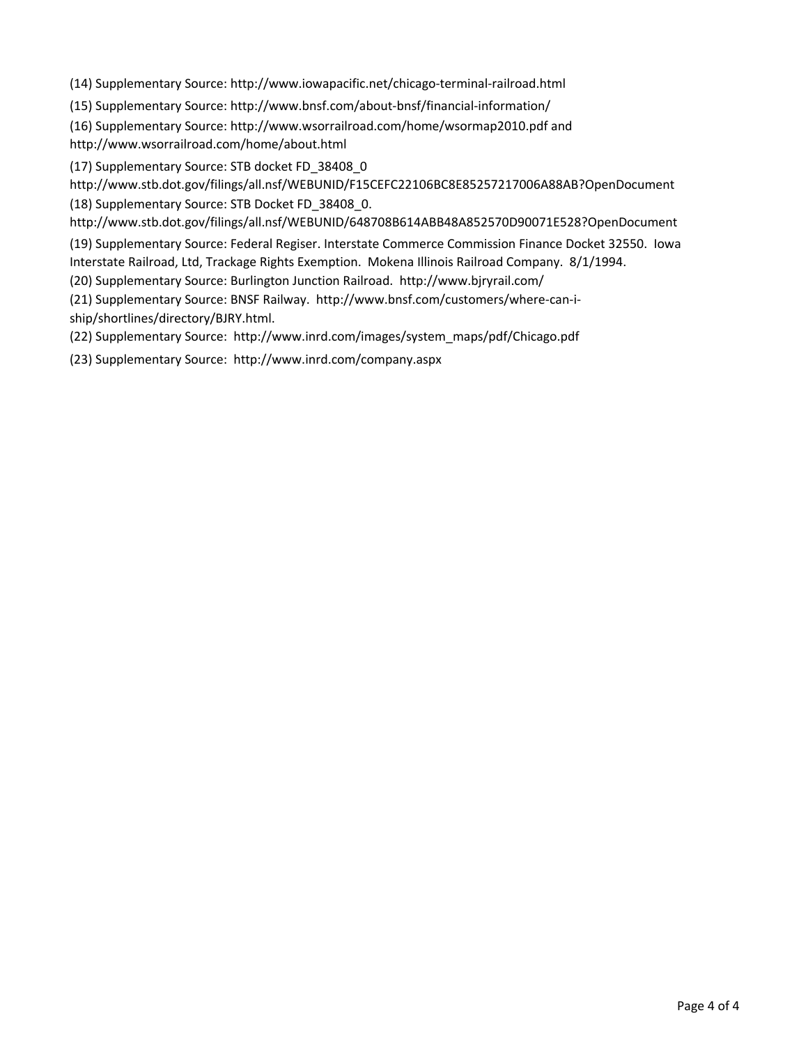(14) Supplementary Source: http://www.iowapacific.net/chicago-terminal-railroad.html

(15) Supplementary Source: http://www.bnsf.com/about-bnsf/financial-information/

(16) Supplementary Source: http://www.wsorrailroad.com/home/wsormap2010.pdf and http://www.wsorrailroad.com/home/about.html

(17) Supplementary Source: STB docket FD_38408_0 http://www.stb.dot.gov/filings/all.nsf/WEBUNID/F15CEFC22106BC8E85257217006A88AB?OpenDocument

(18) Supplementary Source: STB Docket FD_38408_0. http://www.stb.dot.gov/filings/all.nsf/WEBUNID/648708B614ABB48A852570D90071E528?OpenDocument

(19) Supplementary Source: Federal Regiser. Interstate Commerce Commission Finance Docket 32550. Iowa Interstate Railroad, Ltd, Trackage Rights Exemption. Mokena Illinois Railroad Company. 8/1/1994.

(20) Supplementary Source: Burlington Junction Railroad. http://www.bjryrail.com/

(21) Supplementary Source: BNSF Railway. http://www.bnsf.com/customers/where-can-i-ship/shortlines/directory/BJRY.html.

(22) Supplementary Source: http://www.inrd.com/images/system_maps/pdf/Chicago.pdf

(23) Supplementary Source: http://www.inrd.com/company.aspx